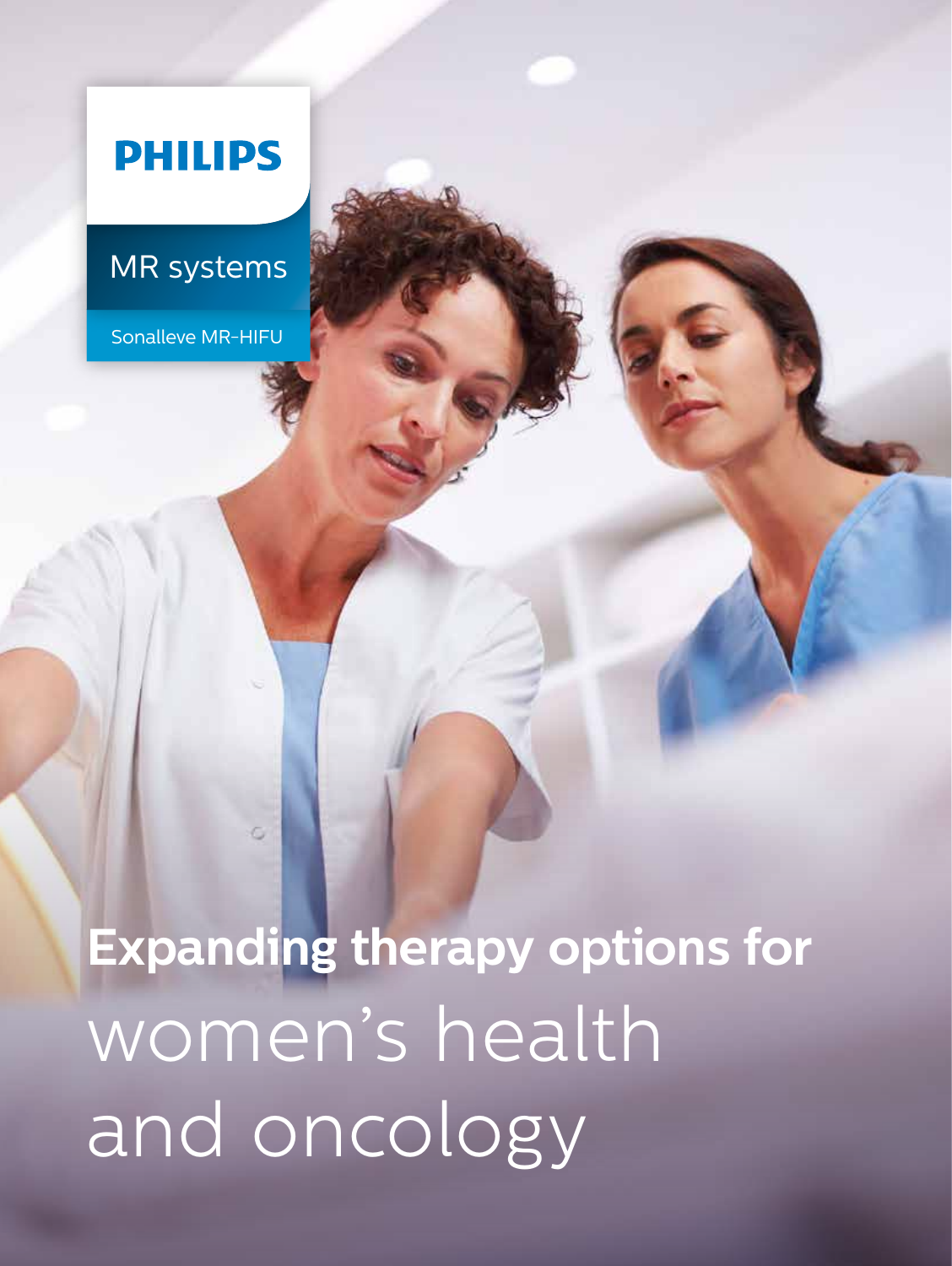PHILIPS

MR systems

Sonalleve MR-HIFU

# **Expanding therapy options for** women's health and oncology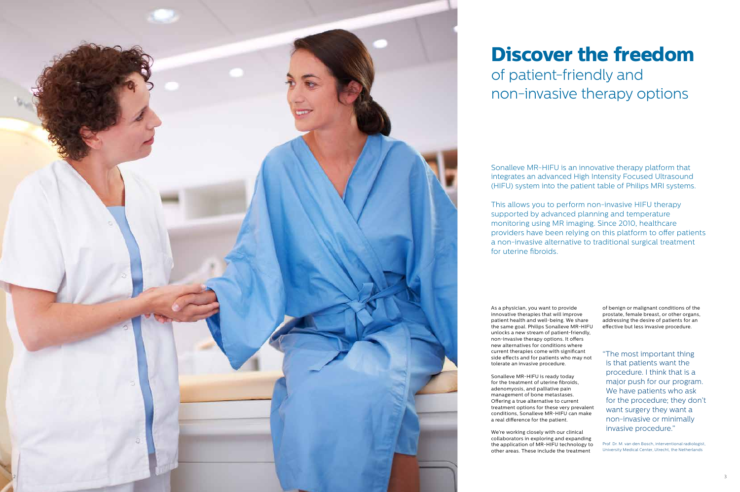# **Discover the freedom** of patient-friendly and non-invasive therapy options

Sonalleve MR-HIFU is an innovative therapy platform that integrates an advanced High Intensity Focused Ultrasound (HIFU) system into the patient table of Philips MRI systems.

This allows you to perform non-invasive HIFU therapy supported by advanced planning and temperature monitoring using MR imaging. Since 2010, healthcare providers have been relying on this platform to offer patients a non-invasive alternative to traditional surgical treatment for uterine fibroids.

As a physician, you want to provide innovative therapies that will improve patient health and well-being. We share the same goal. Philips Sonalleve MR-HIFU unlocks a new stream of patient-friendly, non-invasive therapy options. It offers new alternatives for conditions where current therapies come with significant side effects and for patients who may not tolerate an invasive procedure.

Sonalleve MR-HIFU is ready today for the treatment of uterine fibroids, adenomyosis, and palliative pain management of bone metastases. Offering a true alternative to current treatment options for these very prevalent conditions, Sonalleve MR-HIFU can make a real difference for the patient.

We're working closely with our clinical collaborators in exploring and expanding the application of MR-HIFU technology to other areas. These include the treatment of benign or malignant conditions of the prostate, female breast, or other organs, addressing the desire of patients for an effective but less invasive procedure.

"The most important thing is that patients want the procedure. I think that is a major push for our program. We have patients who ask for the procedure; they don't want surgery they want a non-invasive or minimally invasive procedure."

Prof. Dr. M. van den Bosch, interventional radiologist, University Medical Center, Utrecht, the Netherlands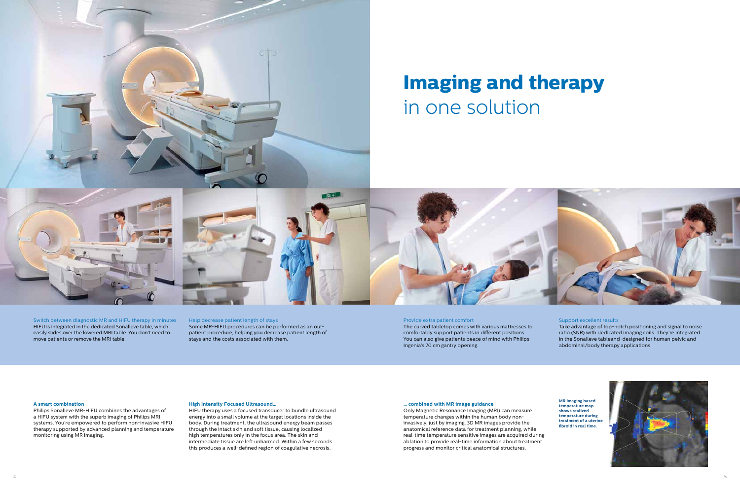# **Imaging and therapy** in one solution

**Switch between diagnostic MR and HIFU therapy in minutes**
HIFU is integrated in the dedicated Sonalleve table, which easily slides over the lowered MRI table. You don't need to move patients or remove the MRI table.

**Help decrease patient length of stays**
Some MR-HIFU procedures can be performed as an out-patient procedure, helping you decrease patient length of stays and the costs associated with them.

**Provide extra patient comfort**
The curved tabletop comes with various mattresses to comfortably support patients in different positions. You can also give patients peace of mind with Philips Ingenia's 70 cm gantry opening.

**Support excellent results**
Take advantage of top-notch positioning and signal to noise ratio (SNR) with dedicated imaging coils. They're integrated in the Sonalleve tableand designed for human pelvic and abdominal/body therapy applications.

### A smart combination

Philips Sonalleve MR-HIFU combines the advantages of a HIFU system with the superb imaging of Philips MRI systems. You're empowered to perform non-invasive HIFU therapy supported by advanced planning and temperature monitoring using MR imaging.

### High Intensity Focused Ultrasound...

HIFU therapy uses a focused transducer to bundle ultrasound energy into a small volume at the target locations inside the body. During treatment, the ultrasound energy beam passes through the intact skin and soft tissue, causing localized high temperatures only in the focus area. The skin and intermediate tissue are left unharmed. Within a few seconds this produces a well-defined region of coagulative necrosis.

### ... combined with MR image guidance

Only Magnetic Resonance Imaging (MRI) can measure temperature changes within the human body non-invasively, just by imaging. 3D MR images provide the anatomical reference data for treatment planning, while real-time temperature sensitive images are acquired during ablation to provide real-time information about treatment progress and monitor critical anatomical structures.

**MR imaging based temperature map shows realized temperature during treatment of a uterine fibroid in real time.**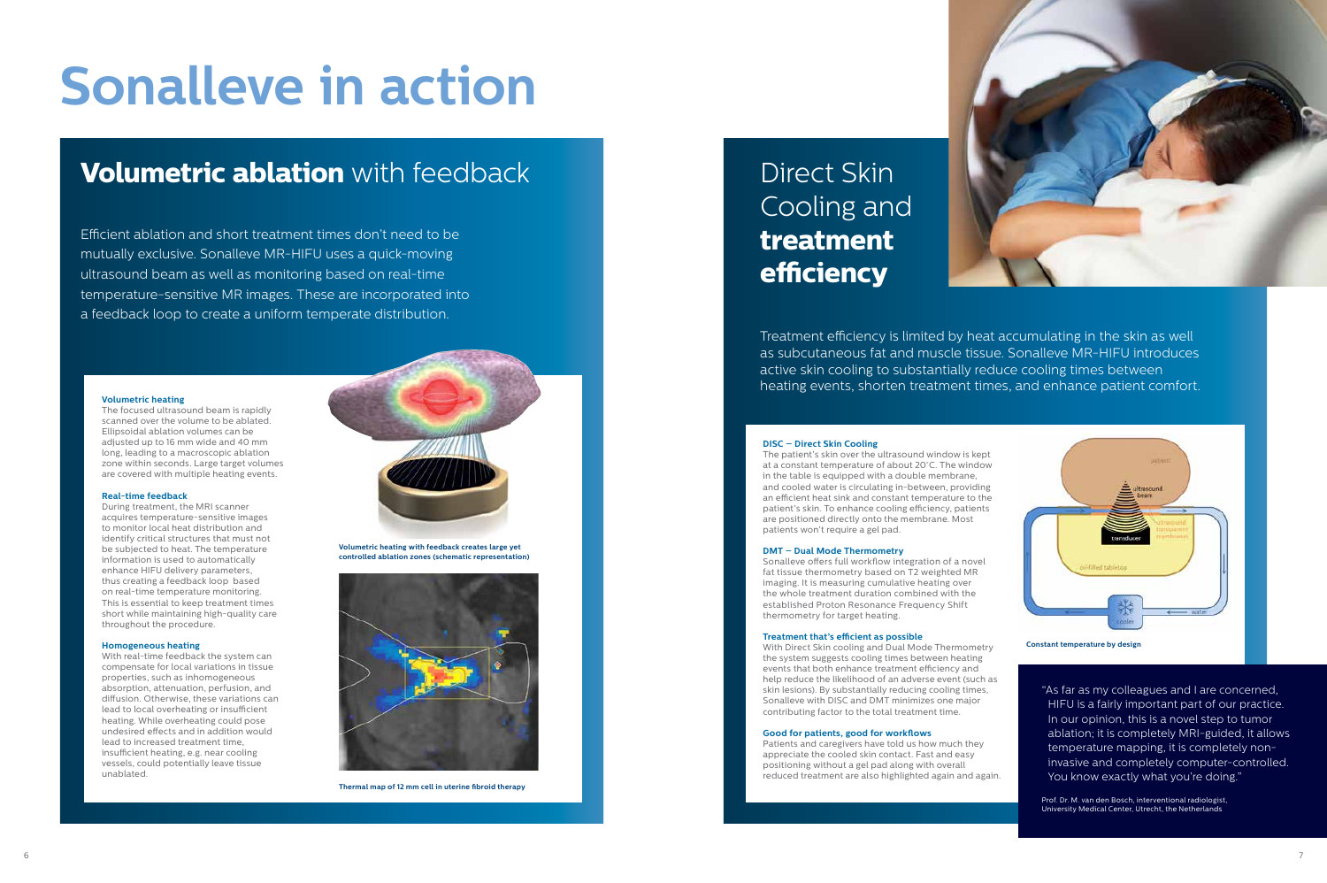# Sonalleve in action

## **Volumetric ablation** with feedback

Efficient ablation and short treatment times don't need to be mutually exclusive. Sonalleve MR-HIFU uses a quick-moving ultrasound beam as well as monitoring based on real-time temperature-sensitive MR images. These are incorporated into a feedback loop to create a uniform temperate distribution.

### Volumetric heating

The focused ultrasound beam is rapidly scanned over the volume to be ablated. Ellipsoidal ablation volumes can be adjusted up to 16 mm wide and 40 mm long, leading to a macroscopic ablation zone within seconds. Large target volumes are covered with multiple heating events.

### Real-time feedback

During treatment, the MRI scanner acquires temperature-sensitive images to monitor local heat distribution and identify critical structures that must not be subjected to heat. The temperature information is used to automatically enhance HIFU delivery parameters, thus creating a feedback loop based on real-time temperature monitoring. This is essential to keep treatment times short while maintaining high-quality care throughout the procedure.

### Homogeneous heating

With real-time feedback the system can compensate for local variations in tissue properties, such as inhomogeneous absorption, attenuation, perfusion, and diffusion. Otherwise, these variations can lead to local overheating or insufficient heating. While overheating could pose undesired effects and in addition would lead to increased treatment time, insufficient heating, e.g. near cooling vessels, could potentially leave tissue unablated.

**Volumetric heating with feedback creates large yet controlled ablation zones (schematic representation)**

**Thermal map of 12 mm cell in uterine fibroid therapy**

## Direct Skin Cooling and **treatment efficiency**

Treatment efficiency is limited by heat accumulating in the skin as well as subcutaneous fat and muscle tissue. Sonalleve MR-HIFU introduces active skin cooling to substantially reduce cooling times between heating events, shorten treatment times, and enhance patient comfort.

### DISC – Direct Skin Cooling

The patient's skin over the ultrasound window is kept at a constant temperature of about 20°C. The window in the table is equipped with a double membrane, and cooled water is circulating in-between, providing an efficient heat sink and constant temperature to the patient's skin. To enhance cooling efficiency, patients are positioned directly onto the membrane. Most patients won't require a gel pad.

### DMT – Dual Mode Thermometry

Sonalleve offers full workflow integration of a novel fat tissue thermometry based on T2 weighted MR imaging. It is measuring cumulative heating over the whole treatment duration combined with the established Proton Resonance Frequency Shift thermometry for target heating.

### Treatment that's efficient as possible

With Direct Skin cooling and Dual Mode Thermometry the system suggests cooling times between heating events that both enhance treatment efficiency and help reduce the likelihood of an adverse event (such as skin lesions). By substantially reducing cooling times, Sonalleve with DISC and DMT minimizes one major contributing factor to the total treatment time.

### Good for patients, good for workflows

Patients and caregivers have told us how much they appreciate the cooled skin contact. Fast and easy positioning without a gel pad along with overall reduced treatment are also highlighted again and again.

patient — ultrasound beam — transducer — transparent membranes — oil-filled tabletop — cooler — water

**Constant temperature by design**

"As far as my colleagues and I are concerned, HIFU is a fairly important part of our practice. In our opinion, this is a novel step to tumor ablation; it is completely MRI-guided, it allows temperature mapping, it is completely non-invasive and completely computer-controlled. You know exactly what you're doing."

Prof. Dr. M. van den Bosch, interventional radiologist, University Medical Center, Utrecht, the Netherlands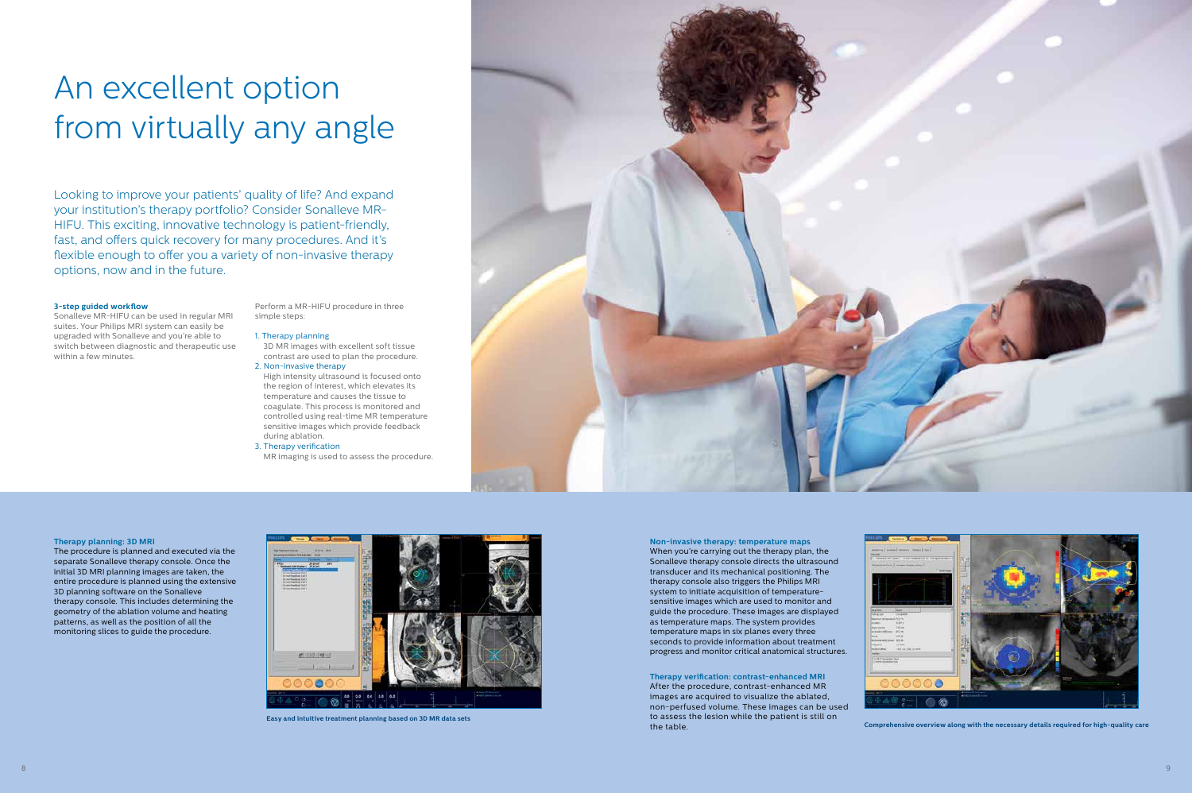# An excellent option from virtually any angle

Looking to improve your patients' quality of life? And expand your institution's therapy portfolio? Consider Sonalleve MR-HIFU. This exciting, innovative technology is patient-friendly, fast, and offers quick recovery for many procedures. And it's flexible enough to offer you a variety of non-invasive therapy options, now and in the future.

**3-step guided workflow**

Sonalleve MR-HIFU can be used in regular MRI suites. Your Philips MRI system can easily be upgraded with Sonalleve and you're able to switch between diagnostic and therapeutic use within a few minutes.

Perform a MR-HIFU procedure in three simple steps:

1. Therapy planning
   3D MR images with excellent soft tissue contrast are used to plan the procedure.
2. Non-invasive therapy
   High intensity ultrasound is focused onto the region of interest, which elevates its temperature and causes the tissue to coagulate. This process is monitored and controlled using real-time MR temperature sensitive images which provide feedback during ablation.
3. Therapy verification
   MR imaging is used to assess the procedure.

**Therapy planning: 3D MRI**

The procedure is planned and executed via the separate Sonalleve therapy console. Once the initial 3D MRI planning images are taken, the entire procedure is planned using the extensive 3D planning software on the Sonalleve therapy console. This includes determining the geometry of the ablation volume and heating patterns, as well as the position of all the monitoring slices to guide the procedure.

Easy and intuitive treatment planning based on 3D MR data sets

**Non-invasive therapy: temperature maps**

When you're carrying out the therapy plan, the Sonalleve therapy console directs the ultrasound transducer and its mechanical positioning. The therapy console also triggers the Philips MRI system to initiate acquisition of temperature-sensitive images which are used to monitor and guide the procedure. These images are displayed as temperature maps. The system provides temperature maps in six planes every three seconds to provide information about treatment progress and monitor critical anatomical structures.

**Therapy verification: contrast-enhanced MRI**

After the procedure, contrast-enhanced MR images are acquired to visualize the ablated, non-perfused volume. These images can be used to assess the lesion while the patient is still on the table.

Comprehensive overview along with the necessary details required for high-quality care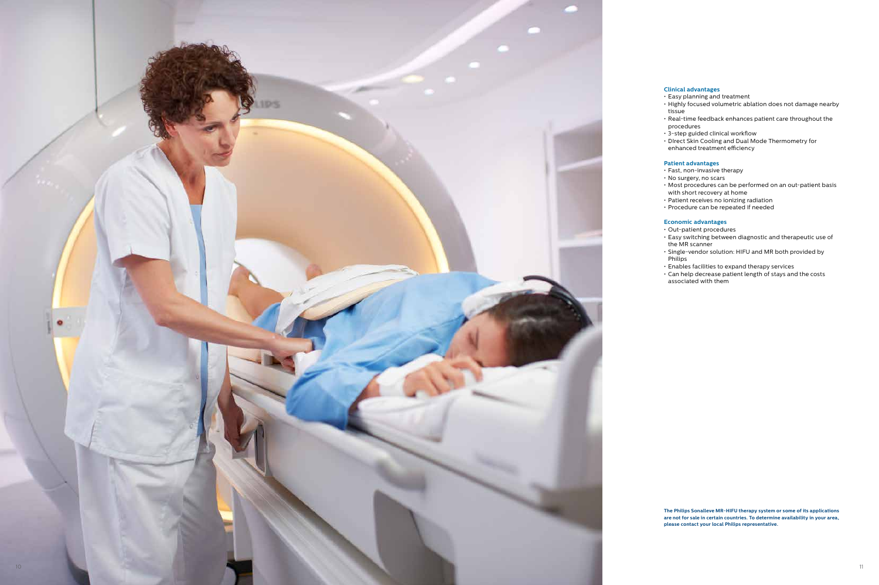### Clinical advantages

- Easy planning and treatment
- Highly focused volumetric ablation does not damage nearby tissue
- Real-time feedback enhances patient care throughout the procedures
- 3-step guided clinical workflow
- DIrect Skin Cooling and Dual Mode Thermometry for enhanced treatment efficiency

### Patient advantages

- Fast, non-invasive therapy
- No surgery, no scars
- Most procedures can be performed on an out-patient basis with short recovery at home
- Patient receives no ionizing radiation
- Procedure can be repeated if needed

### Economic advantages

- Out-patient procedures
- Easy switching between diagnostic and therapeutic use of the MR scanner
- Single-vendor solution: HIFU and MR both provided by Philips
- Enables facilities to expand therapy services
- Can help decrease patient length of stays and the costs associated with them

**The Philips Sonalleve MR-HIFU therapy system or some of its applications are not for sale in certain countries. To determine availability in your area, please contact your local Philips representative.**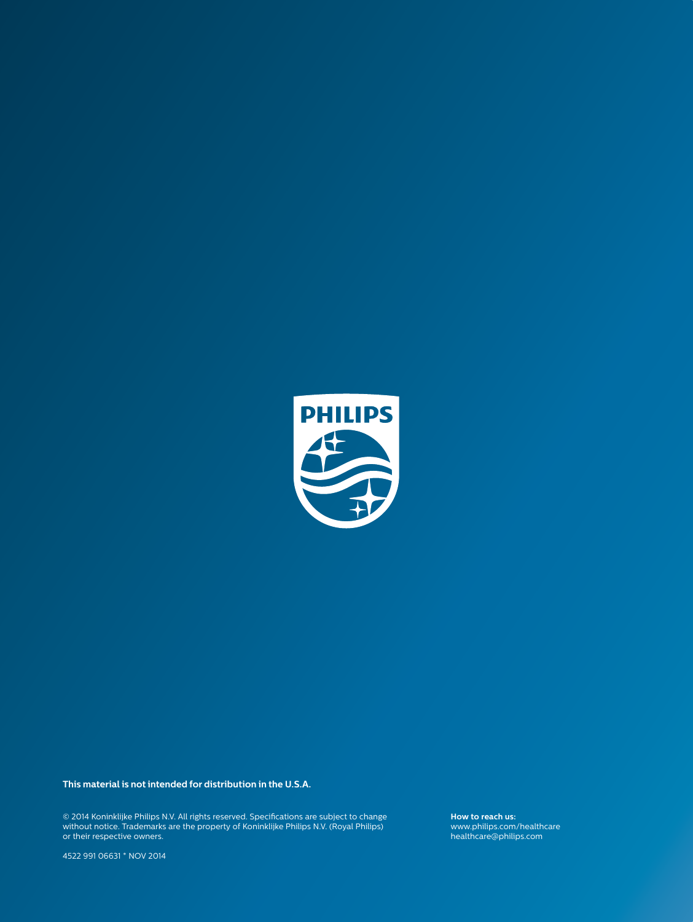**This material is not intended for distribution in the U.S.A.**

© 2014 Koninklijke Philips N.V. All rights reserved. Specifications are subject to change without notice. Trademarks are the property of Koninklijke Philips N.V. (Royal Philips) or their respective owners.

4522 991 06631 * NOV 2014

**How to reach us:**
www.philips.com/healthcare
healthcare@philips.com